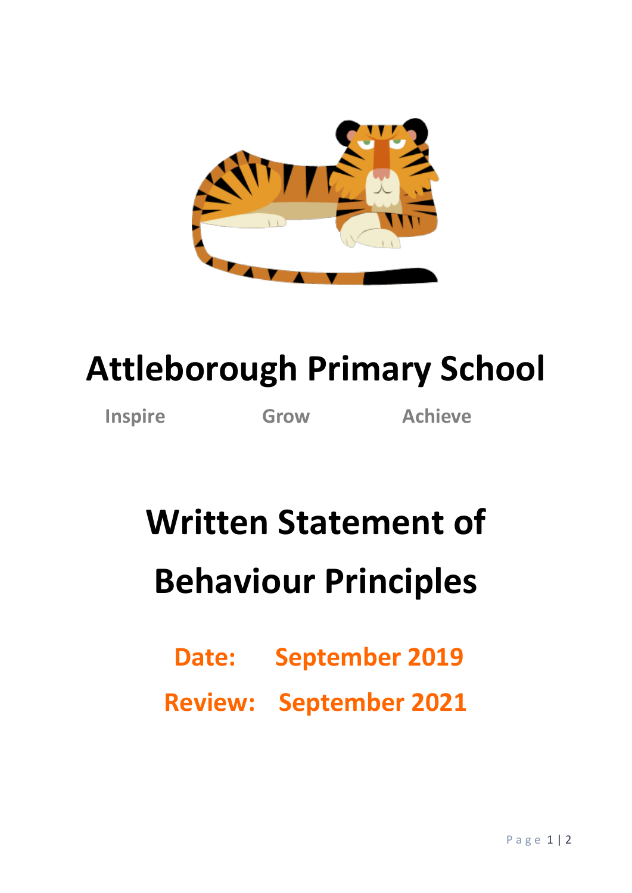# Attleborough Primary School

**Inspire** **Grow** **Achieve**

# Written Statement of Behaviour Principles

**Date: September 2019**

**Review: September 2021**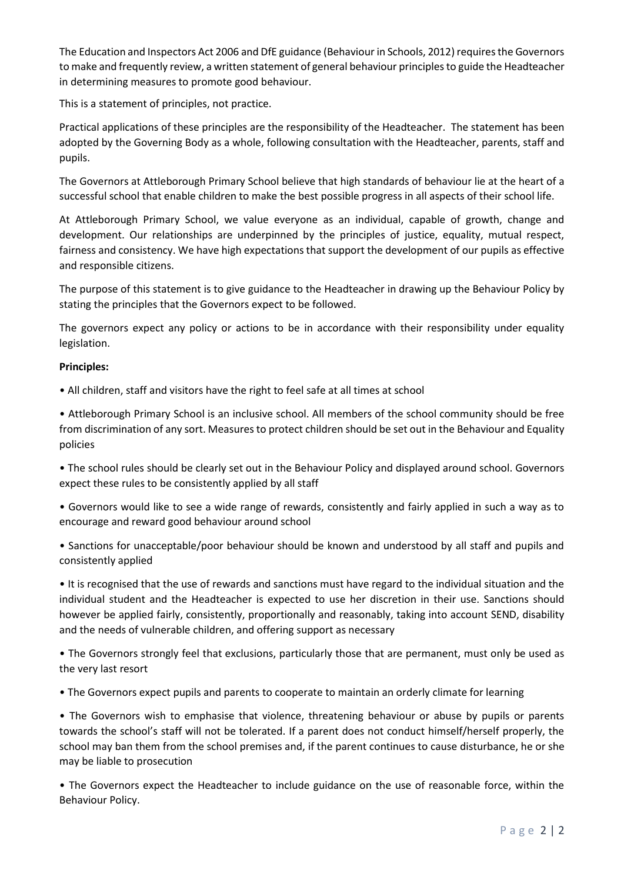The Education and Inspectors Act 2006 and DfE guidance (Behaviour in Schools, 2012) requires the Governors to make and frequently review, a written statement of general behaviour principles to guide the Headteacher in determining measures to promote good behaviour.

This is a statement of principles, not practice.

Practical applications of these principles are the responsibility of the Headteacher. The statement has been adopted by the Governing Body as a whole, following consultation with the Headteacher, parents, staff and pupils.

The Governors at Attleborough Primary School believe that high standards of behaviour lie at the heart of a successful school that enable children to make the best possible progress in all aspects of their school life.

At Attleborough Primary School, we value everyone as an individual, capable of growth, change and development. Our relationships are underpinned by the principles of justice, equality, mutual respect, fairness and consistency. We have high expectations that support the development of our pupils as effective and responsible citizens.

The purpose of this statement is to give guidance to the Headteacher in drawing up the Behaviour Policy by stating the principles that the Governors expect to be followed.

The governors expect any policy or actions to be in accordance with their responsibility under equality legislation.

**Principles:**

- All children, staff and visitors have the right to feel safe at all times at school
- Attleborough Primary School is an inclusive school. All members of the school community should be free from discrimination of any sort. Measures to protect children should be set out in the Behaviour and Equality policies
- The school rules should be clearly set out in the Behaviour Policy and displayed around school. Governors expect these rules to be consistently applied by all staff
- Governors would like to see a wide range of rewards, consistently and fairly applied in such a way as to encourage and reward good behaviour around school
- Sanctions for unacceptable/poor behaviour should be known and understood by all staff and pupils and consistently applied
- It is recognised that the use of rewards and sanctions must have regard to the individual situation and the individual student and the Headteacher is expected to use her discretion in their use. Sanctions should however be applied fairly, consistently, proportionally and reasonably, taking into account SEND, disability and the needs of vulnerable children, and offering support as necessary
- The Governors strongly feel that exclusions, particularly those that are permanent, must only be used as the very last resort
- The Governors expect pupils and parents to cooperate to maintain an orderly climate for learning
- The Governors wish to emphasise that violence, threatening behaviour or abuse by pupils or parents towards the school's staff will not be tolerated. If a parent does not conduct himself/herself properly, the school may ban them from the school premises and, if the parent continues to cause disturbance, he or she may be liable to prosecution
- The Governors expect the Headteacher to include guidance on the use of reasonable force, within the Behaviour Policy.